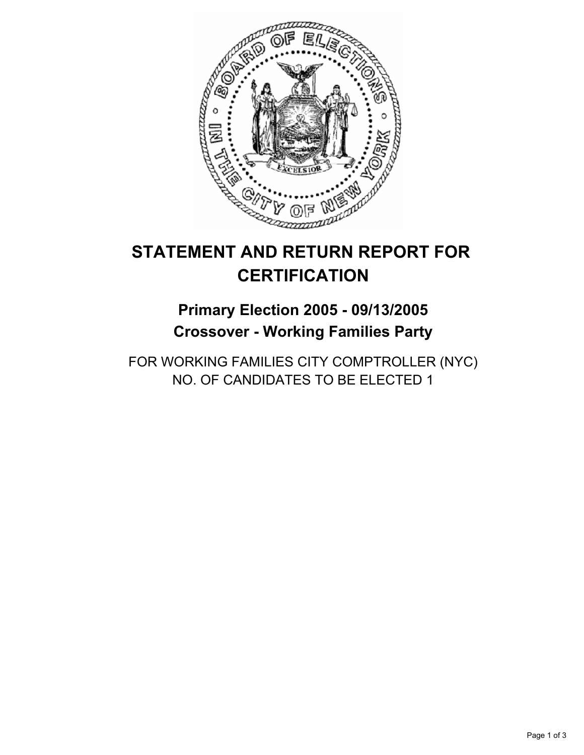# STATEMENT AND RETURN REPORT FOR CERTIFICATION

## Primary Election 2005 - 09/13/2005
## Crossover - Working Families Party

FOR WORKING FAMILIES CITY COMPTROLLER (NYC)
NO. OF CANDIDATES TO BE ELECTED 1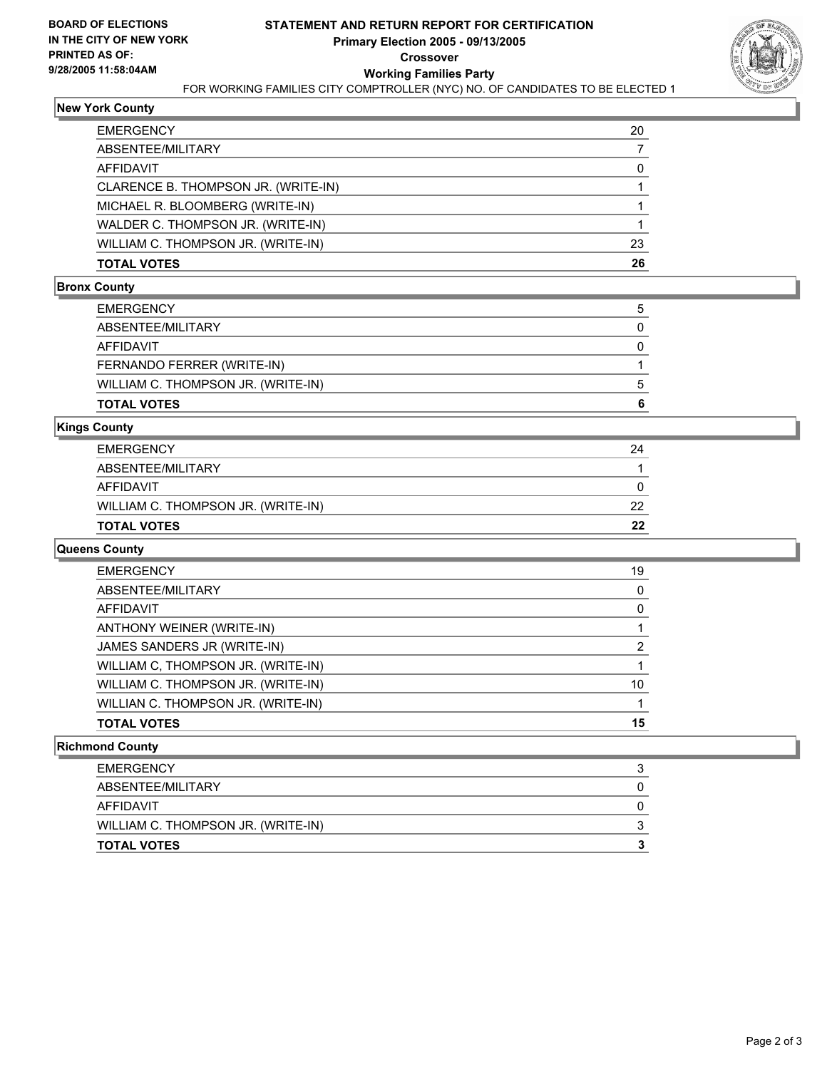**BOARD OF ELECTIONS IN THE CITY OF NEW YORK PRINTED AS OF: 9/28/2005 11:58:04AM**

# STATEMENT AND RETURN REPORT FOR CERTIFICATION
## Primary Election 2005 - 09/13/2005
## Crossover
## Working Families Party

FOR WORKING FAMILIES CITY COMPTROLLER (NYC) NO. OF CANDIDATES TO BE ELECTED 1

### New York County

| | |
|---|---|
| EMERGENCY | 20 |
| ABSENTEE/MILITARY | 7 |
| AFFIDAVIT | 0 |
| CLARENCE B. THOMPSON JR. (WRITE-IN) | 1 |
| MICHAEL R. BLOOMBERG (WRITE-IN) | 1 |
| WALDER C. THOMPSON JR. (WRITE-IN) | 1 |
| WILLIAM C. THOMPSON JR. (WRITE-IN) | 23 |
| **TOTAL VOTES** | **26** |

### Bronx County

| | |
|---|---|
| EMERGENCY | 5 |
| ABSENTEE/MILITARY | 0 |
| AFFIDAVIT | 0 |
| FERNANDO FERRER (WRITE-IN) | 1 |
| WILLIAM C. THOMPSON JR. (WRITE-IN) | 5 |
| **TOTAL VOTES** | **6** |

### Kings County

| | |
|---|---|
| EMERGENCY | 24 |
| ABSENTEE/MILITARY | 1 |
| AFFIDAVIT | 0 |
| WILLIAM C. THOMPSON JR. (WRITE-IN) | 22 |
| **TOTAL VOTES** | **22** |

### Queens County

| | |
|---|---|
| EMERGENCY | 19 |
| ABSENTEE/MILITARY | 0 |
| AFFIDAVIT | 0 |
| ANTHONY WEINER (WRITE-IN) | 1 |
| JAMES SANDERS JR (WRITE-IN) | 2 |
| WILLIAM C, THOMPSON JR. (WRITE-IN) | 1 |
| WILLIAM C. THOMPSON JR. (WRITE-IN) | 10 |
| WILLIAN C. THOMPSON JR. (WRITE-IN) | 1 |
| **TOTAL VOTES** | **15** |

### Richmond County

| | |
|---|---|
| EMERGENCY | 3 |
| ABSENTEE/MILITARY | 0 |
| AFFIDAVIT | 0 |
| WILLIAM C. THOMPSON JR. (WRITE-IN) | 3 |
| **TOTAL VOTES** | **3** |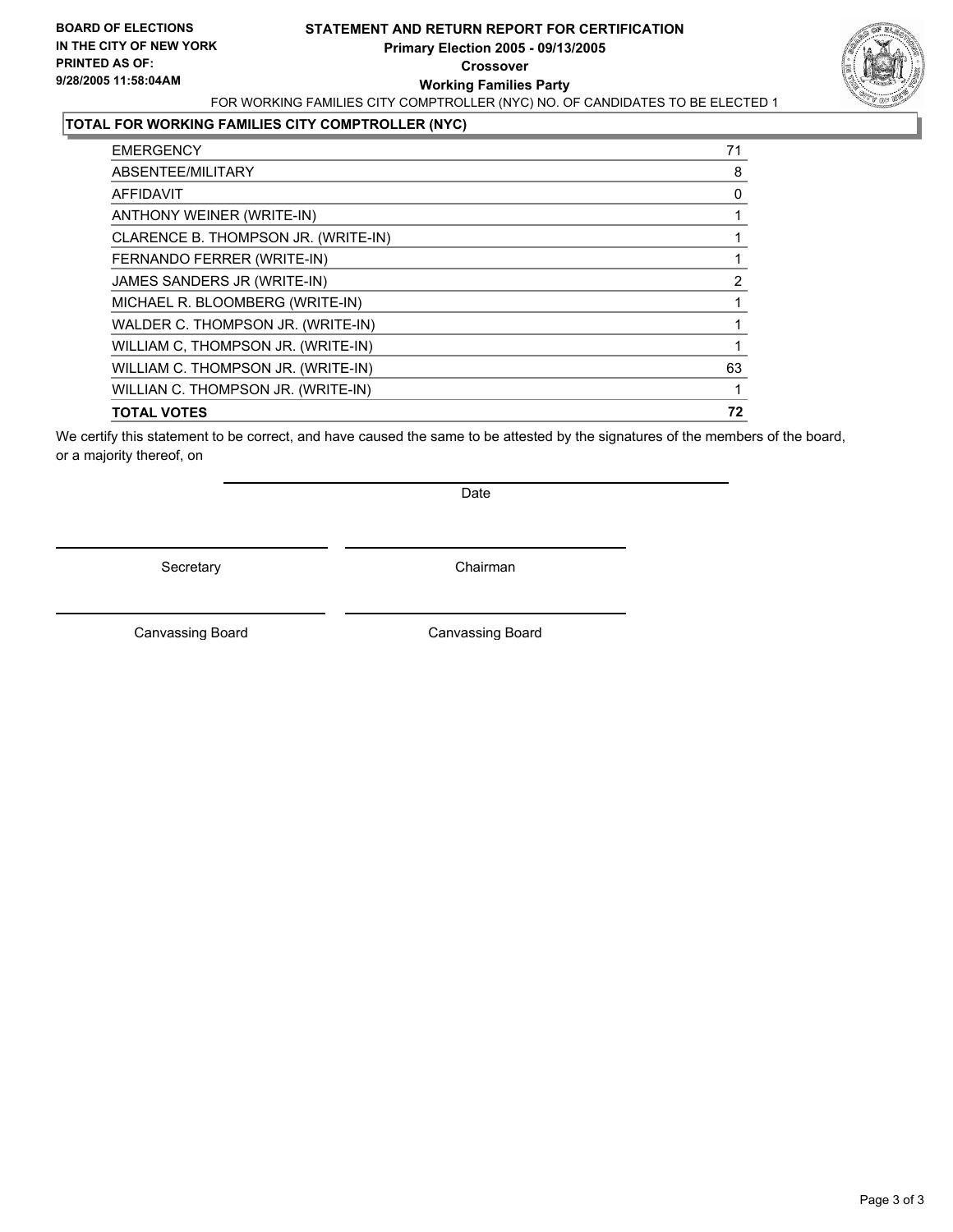**BOARD OF ELECTIONS IN THE CITY OF NEW YORK PRINTED AS OF: 9/28/2005 11:58:04AM**

**STATEMENT AND RETURN REPORT FOR CERTIFICATION**
**Primary Election 2005 - 09/13/2005**
**Crossover**
**Working Families Party**

FOR WORKING FAMILIES CITY COMPTROLLER (NYC) NO. OF CANDIDATES TO BE ELECTED 1

**TOTAL FOR WORKING FAMILIES CITY COMPTROLLER (NYC)**

| | |
|---|---|
| EMERGENCY | 71 |
| ABSENTEE/MILITARY | 8 |
| AFFIDAVIT | 0 |
| ANTHONY WEINER (WRITE-IN) | 1 |
| CLARENCE B. THOMPSON JR. (WRITE-IN) | 1 |
| FERNANDO FERRER (WRITE-IN) | 1 |
| JAMES SANDERS JR (WRITE-IN) | 2 |
| MICHAEL R. BLOOMBERG (WRITE-IN) | 1 |
| WALDER C. THOMPSON JR. (WRITE-IN) | 1 |
| WILLIAM C, THOMPSON JR. (WRITE-IN) | 1 |
| WILLIAM C. THOMPSON JR. (WRITE-IN) | 63 |
| WILLIAN C. THOMPSON JR. (WRITE-IN) | 1 |
| **TOTAL VOTES** | **72** |

We certify this statement to be correct, and have caused the same to be attested by the signatures of the members of the board, or a majority thereof, on

Date

Secretary

Chairman

Canvassing Board

Canvassing Board